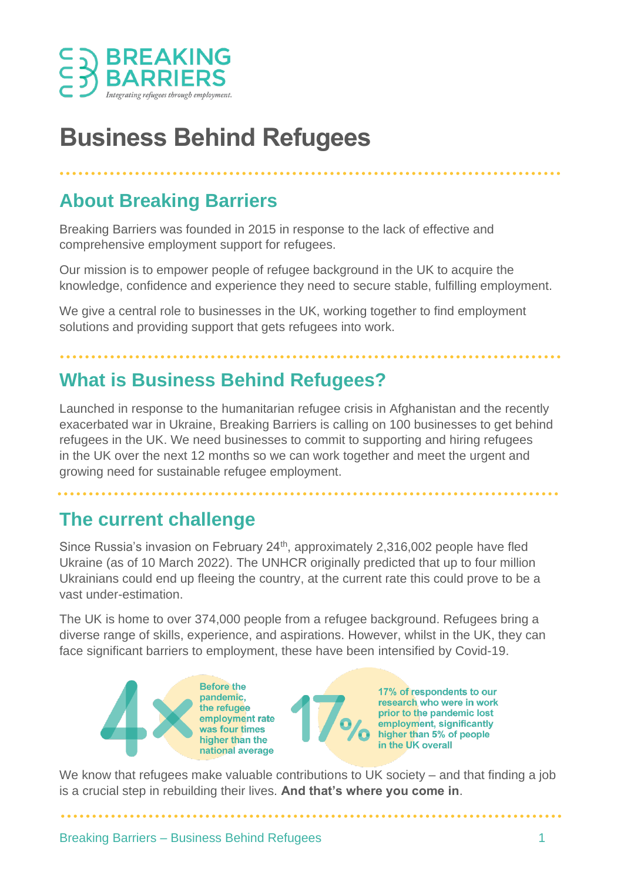# Business Behind Refugees

## About Breaking Barriers

Breaking Barriers was founded in 2015 in response to the lack of effective and comprehensive employment support for refugees.

Our mission is to empower people of refugee background in the UK to acquire the knowledge, confidence and experience they need to secure stable, fulfilling employment.

We give a central role to businesses in the UK, working together to find employment solutions and providing support that gets refugees into work.

## What is Business Behind Refugees?

Launched in response to the humanitarian refugee crisis in Afghanistan and the recently exacerbated war in Ukraine, Breaking Barriers is calling on 100 businesses to get behind refugees in the UK. We need businesses to commit to supporting and hiring refugees in the UK over the next 12 months so we can work together and meet the urgent and growing need for sustainable refugee employment.

## The current challenge

Since Russia's invasion on February 24th, approximately 2,316,002 people have fled Ukraine (as of 10 March 2022). The UNHCR originally predicted that up to four million Ukrainians could end up fleeing the country, at the current rate this could prove to be a vast under-estimation.

The UK is home to over 374,000 people from a refugee background. Refugees bring a diverse range of skills, experience, and aspirations. However, whilst in the UK, they can face significant barriers to employment, these have been intensified by Covid-19.

**4x** — Before the pandemic, the refugee employment rate was four times higher than the national average

**17%** — 17% of respondents to our research who were in work prior to the pandemic lost employment, significantly higher than 5% of people in the UK overall

We know that refugees make valuable contributions to UK society – and that finding a job is a crucial step in rebuilding their lives. **And that's where you come in**.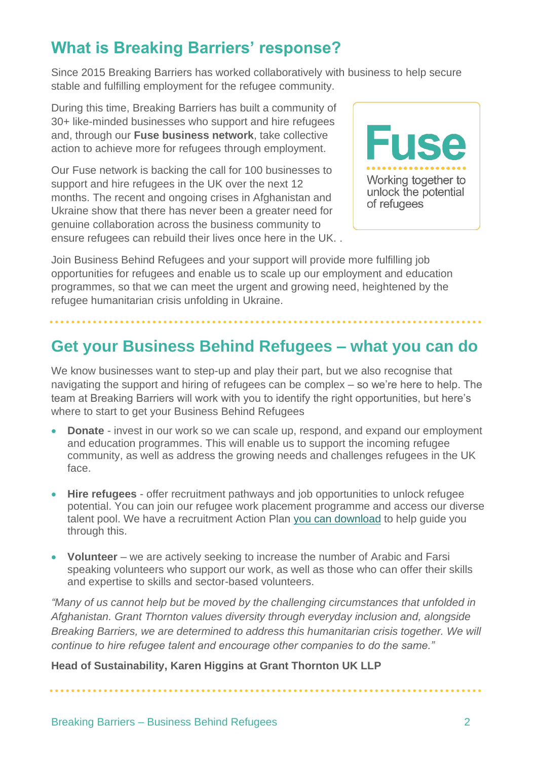## What is Breaking Barriers' response?

Since 2015 Breaking Barriers has worked collaboratively with business to help secure stable and fulfilling employment for the refugee community.

During this time, Breaking Barriers has built a community of 30+ like-minded businesses who support and hire refugees and, through our **Fuse business network**, take collective action to achieve more for refugees through employment.

Our Fuse network is backing the call for 100 businesses to support and hire refugees in the UK over the next 12 months. The recent and ongoing crises in Afghanistan and Ukraine show that there has never been a greater need for genuine collaboration across the business community to ensure refugees can rebuild their lives once here in the UK. .

**Fuse**

Working together to unlock the potential of refugees

Join Business Behind Refugees and your support will provide more fulfilling job opportunities for refugees and enable us to scale up our employment and education programmes, so that we can meet the urgent and growing need, heightened by the refugee humanitarian crisis unfolding in Ukraine.

## Get your Business Behind Refugees – what you can do

We know businesses want to step-up and play their part, but we also recognise that navigating the support and hiring of refugees can be complex – so we're here to help. The team at Breaking Barriers will work with you to identify the right opportunities, but here's where to start to get your Business Behind Refugees

- **Donate** - invest in our work so we can scale up, respond, and expand our employment and education programmes. This will enable us to support the incoming refugee community, as well as address the growing needs and challenges refugees in the UK face.
- **Hire refugees** - offer recruitment pathways and job opportunities to unlock refugee potential. You can join our refugee work placement programme and access our diverse talent pool. We have a recruitment Action Plan you can download to help guide you through this.
- **Volunteer** – we are actively seeking to increase the number of Arabic and Farsi speaking volunteers who support our work, as well as those who can offer their skills and expertise to skills and sector-based volunteers.

*"Many of us cannot help but be moved by the challenging circumstances that unfolded in Afghanistan. Grant Thornton values diversity through everyday inclusion and, alongside Breaking Barriers, we are determined to address this humanitarian crisis together. We will continue to hire refugee talent and encourage other companies to do the same."*

**Head of Sustainability, Karen Higgins at Grant Thornton UK LLP**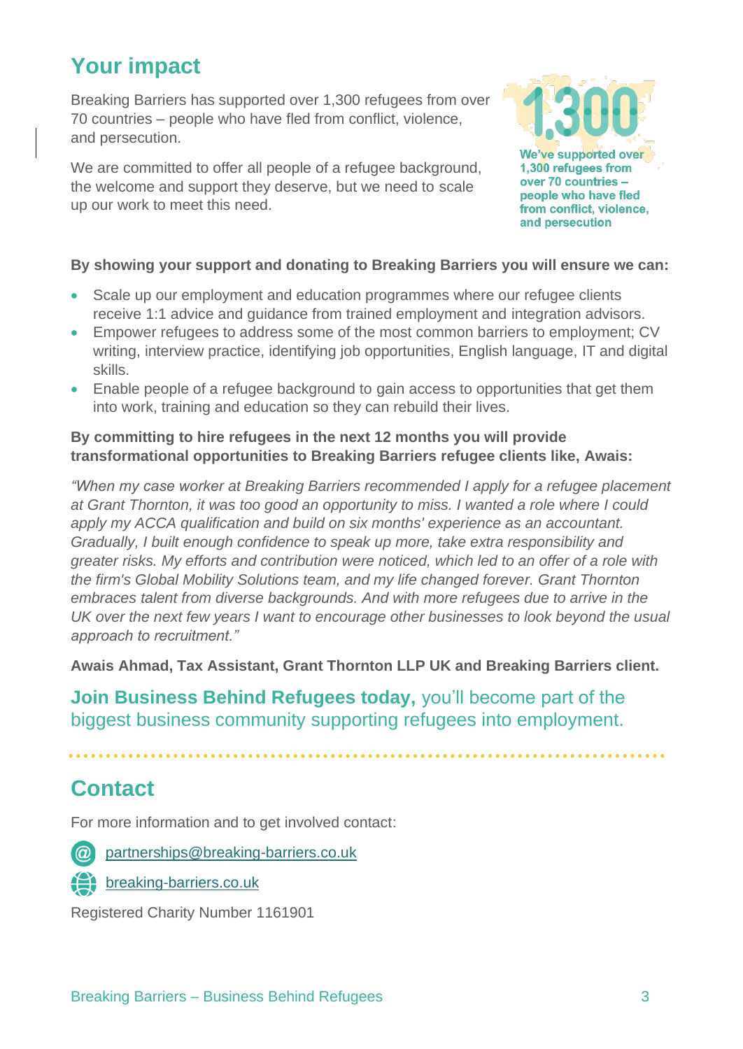## Your impact

Breaking Barriers has supported over 1,300 refugees from over 70 countries – people who have fled from conflict, violence, and persecution.

We are committed to offer all people of a refugee background, the welcome and support they deserve, but we need to scale up our work to meet this need.

1,300

We've supported over 1,300 refugees from over 70 countries – people who have fled from conflict, violence, and persecution

**By showing your support and donating to Breaking Barriers you will ensure we can:**

- Scale up our employment and education programmes where our refugee clients receive 1:1 advice and guidance from trained employment and integration advisors.
- Empower refugees to address some of the most common barriers to employment; CV writing, interview practice, identifying job opportunities, English language, IT and digital skills.
- Enable people of a refugee background to gain access to opportunities that get them into work, training and education so they can rebuild their lives.

**By committing to hire refugees in the next 12 months you will provide transformational opportunities to Breaking Barriers refugee clients like, Awais:**

*"When my case worker at Breaking Barriers recommended I apply for a refugee placement at Grant Thornton, it was too good an opportunity to miss. I wanted a role where I could apply my ACCA qualification and build on six months' experience as an accountant. Gradually, I built enough confidence to speak up more, take extra responsibility and greater risks. My efforts and contribution were noticed, which led to an offer of a role with the firm's Global Mobility Solutions team, and my life changed forever. Grant Thornton embraces talent from diverse backgrounds. And with more refugees due to arrive in the UK over the next few years I want to encourage other businesses to look beyond the usual approach to recruitment."*

**Awais Ahmad, Tax Assistant, Grant Thornton LLP UK and Breaking Barriers client.**

**Join Business Behind Refugees today,** you'll become part of the biggest business community supporting refugees into employment.

## Contact

For more information and to get involved contact:

partnerships@breaking-barriers.co.uk

breaking-barriers.co.uk

Registered Charity Number 1161901